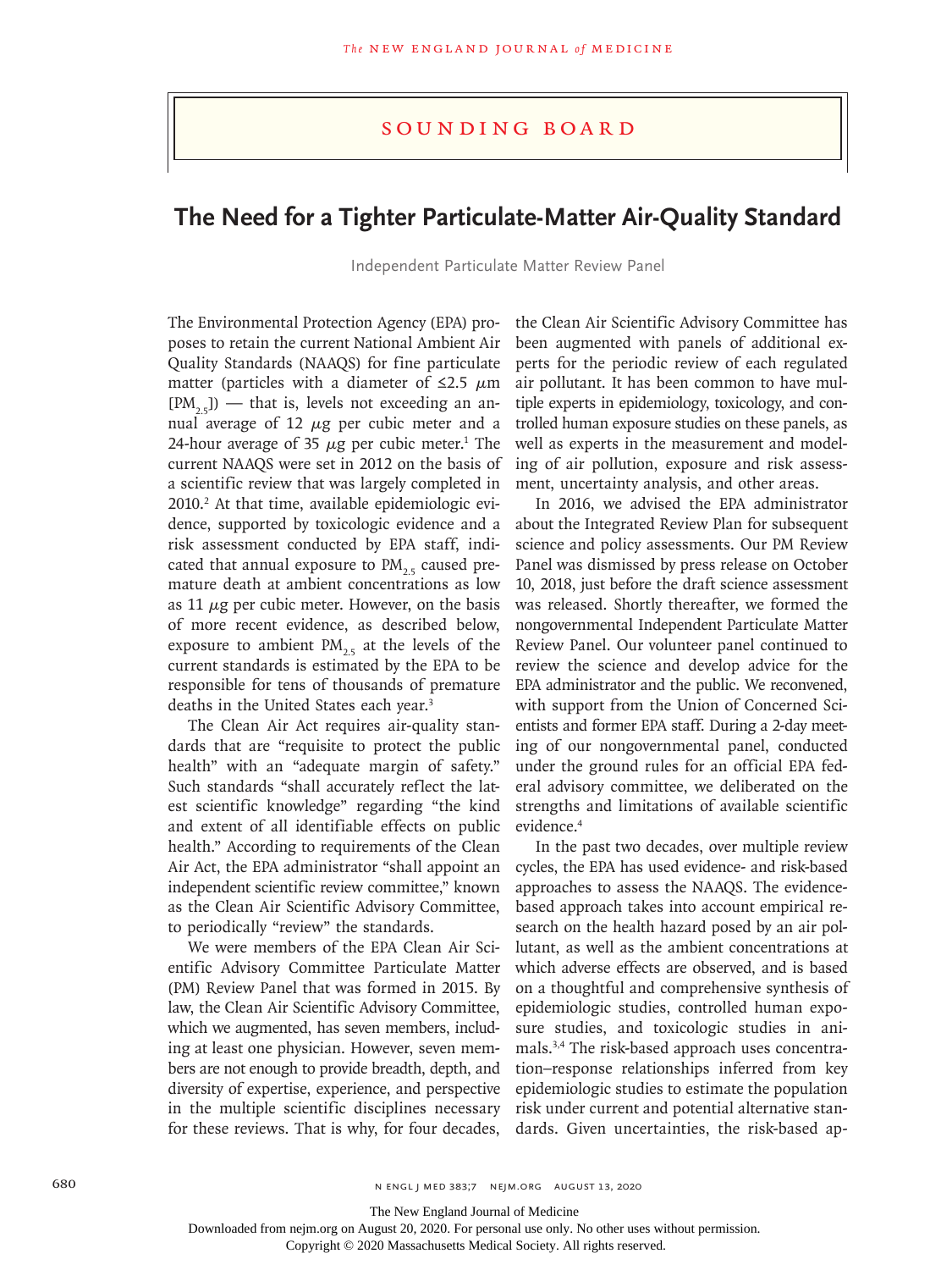## Sounding Board

# The Need for a Tighter Particulate-Matter Air-Quality Standard

Independent Particulate Matter Review Panel

The Environmental Protection Agency (EPA) proposes to retain the current National Ambient Air Quality Standards (NAAQS) for fine particulate matter (particles with a diameter of ≤2.5 μm [$PM_{2.5}$]) — that is, levels not exceeding an annual average of 12 μg per cubic meter and a 24-hour average of 35 μg per cubic meter.[1] The current NAAQS were set in 2012 on the basis of a scientific review that was largely completed in 2010.[2] At that time, available epidemiologic evidence, supported by toxicologic evidence and a risk assessment conducted by EPA staff, indicated that annual exposure to $PM_{2.5}$ caused premature death at ambient concentrations as low as 11 μg per cubic meter. However, on the basis of more recent evidence, as described below, exposure to ambient $PM_{2.5}$ at the levels of the current standards is estimated by the EPA to be responsible for tens of thousands of premature deaths in the United States each year.[3]

The Clean Air Act requires air-quality standards that are "requisite to protect the public health" with an "adequate margin of safety." Such standards "shall accurately reflect the latest scientific knowledge" regarding "the kind and extent of all identifiable effects on public health." According to requirements of the Clean Air Act, the EPA administrator "shall appoint an independent scientific review committee," known as the Clean Air Scientific Advisory Committee, to periodically "review" the standards.

We were members of the EPA Clean Air Scientific Advisory Committee Particulate Matter (PM) Review Panel that was formed in 2015. By law, the Clean Air Scientific Advisory Committee, which we augmented, has seven members, including at least one physician. However, seven members are not enough to provide breadth, depth, and diversity of expertise, experience, and perspective in the multiple scientific disciplines necessary for these reviews. That is why, for four decades, the Clean Air Scientific Advisory Committee has been augmented with panels of additional experts for the periodic review of each regulated air pollutant. It has been common to have multiple experts in epidemiology, toxicology, and controlled human exposure studies on these panels, as well as experts in the measurement and modeling of air pollution, exposure and risk assessment, uncertainty analysis, and other areas.

In 2016, we advised the EPA administrator about the Integrated Review Plan for subsequent science and policy assessments. Our PM Review Panel was dismissed by press release on October 10, 2018, just before the draft science assessment was released. Shortly thereafter, we formed the nongovernmental Independent Particulate Matter Review Panel. Our volunteer panel continued to review the science and develop advice for the EPA administrator and the public. We reconvened, with support from the Union of Concerned Scientists and former EPA staff. During a 2-day meeting of our nongovernmental panel, conducted under the ground rules for an official EPA federal advisory committee, we deliberated on the strengths and limitations of available scientific evidence.[4]

In the past two decades, over multiple review cycles, the EPA has used evidence- and risk-based approaches to assess the NAAQS. The evidence-based approach takes into account empirical research on the health hazard posed by an air pollutant, as well as the ambient concentrations at which adverse effects are observed, and is based on a thoughtful and comprehensive synthesis of epidemiologic studies, controlled human exposure studies, and toxicologic studies in animals.[3,4] The risk-based approach uses concentration–response relationships inferred from key epidemiologic studies to estimate the population risk under current and potential alternative standards. Given uncertainties, the risk-based ap-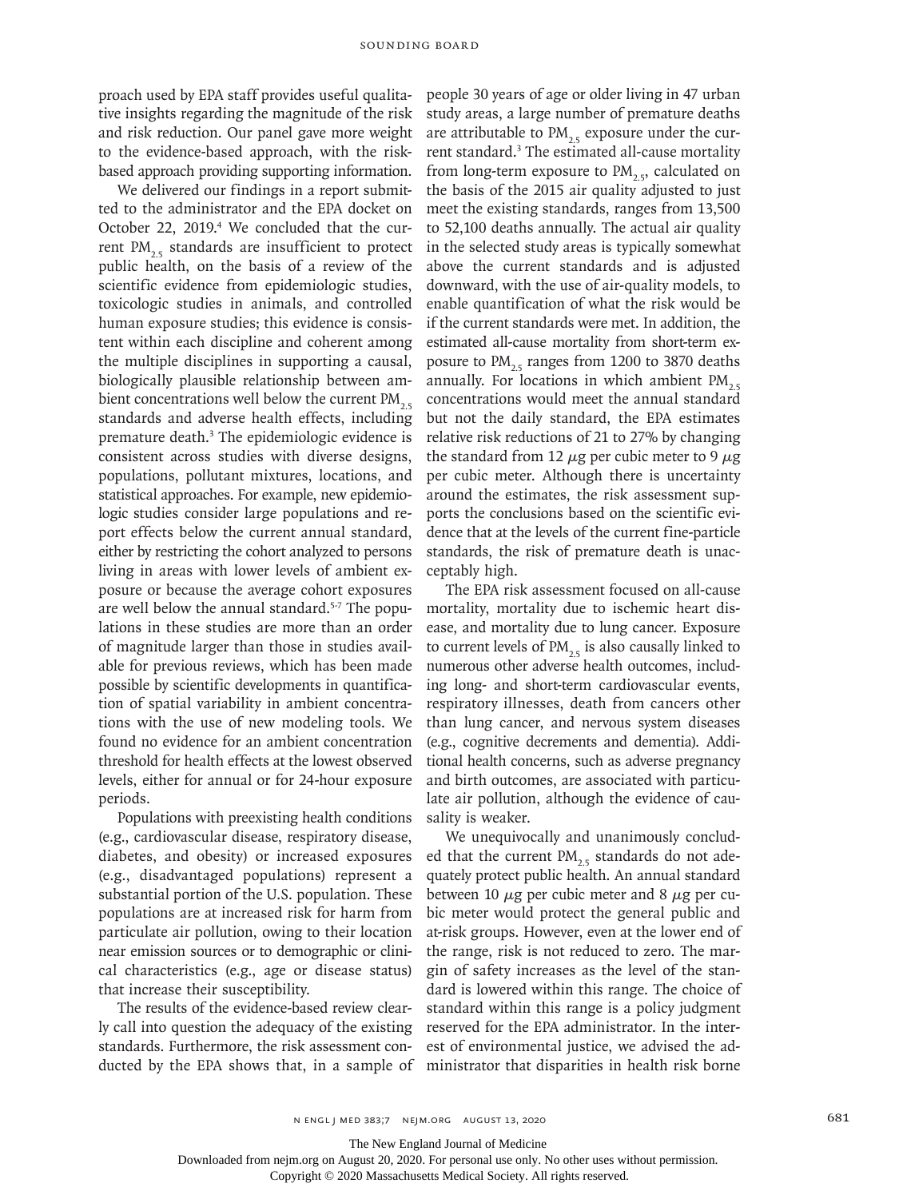proach used by EPA staff provides useful qualitative insights regarding the magnitude of the risk and risk reduction. Our panel gave more weight to the evidence-based approach, with the risk-based approach providing supporting information.

We delivered our findings in a report submitted to the administrator and the EPA docket on October 22, 2019.[4] We concluded that the current $PM_{2.5}$ standards are insufficient to protect public health, on the basis of a review of the scientific evidence from epidemiologic studies, toxicologic studies in animals, and controlled human exposure studies; this evidence is consistent within each discipline and coherent among the multiple disciplines in supporting a causal, biologically plausible relationship between ambient concentrations well below the current $PM_{2.5}$ standards and adverse health effects, including premature death.[3] The epidemiologic evidence is consistent across studies with diverse designs, populations, pollutant mixtures, locations, and statistical approaches. For example, new epidemiologic studies consider large populations and report effects below the current annual standard, either by restricting the cohort analyzed to persons living in areas with lower levels of ambient exposure or because the average cohort exposures are well below the annual standard.[5-7] The populations in these studies are more than an order of magnitude larger than those in studies available for previous reviews, which has been made possible by scientific developments in quantification of spatial variability in ambient concentrations with the use of new modeling tools. We found no evidence for an ambient concentration threshold for health effects at the lowest observed levels, either for annual or for 24-hour exposure periods.

Populations with preexisting health conditions (e.g., cardiovascular disease, respiratory disease, diabetes, and obesity) or increased exposures (e.g., disadvantaged populations) represent a substantial portion of the U.S. population. These populations are at increased risk for harm from particulate air pollution, owing to their location near emission sources or to demographic or clinical characteristics (e.g., age or disease status) that increase their susceptibility.

The results of the evidence-based review clearly call into question the adequacy of the existing standards. Furthermore, the risk assessment conducted by the EPA shows that, in a sample of people 30 years of age or older living in 47 urban study areas, a large number of premature deaths are attributable to $PM_{2.5}$ exposure under the current standard.[3] The estimated all-cause mortality from long-term exposure to $PM_{2.5}$, calculated on the basis of the 2015 air quality adjusted to just meet the existing standards, ranges from 13,500 to 52,100 deaths annually. The actual air quality in the selected study areas is typically somewhat above the current standards and is adjusted downward, with the use of air-quality models, to enable quantification of what the risk would be if the current standards were met. In addition, the estimated all-cause mortality from short-term exposure to $PM_{2.5}$ ranges from 1200 to 3870 deaths annually. For locations in which ambient $PM_{2.5}$ concentrations would meet the annual standard but not the daily standard, the EPA estimates relative risk reductions of 21 to 27% by changing the standard from 12 $\mu$g per cubic meter to 9 $\mu$g per cubic meter. Although there is uncertainty around the estimates, the risk assessment supports the conclusions based on the scientific evidence that at the levels of the current fine-particle standards, the risk of premature death is unacceptably high.

The EPA risk assessment focused on all-cause mortality, mortality due to ischemic heart disease, and mortality due to lung cancer. Exposure to current levels of $PM_{2.5}$ is also causally linked to numerous other adverse health outcomes, including long- and short-term cardiovascular events, respiratory illnesses, death from cancers other than lung cancer, and nervous system diseases (e.g., cognitive decrements and dementia). Additional health concerns, such as adverse pregnancy and birth outcomes, are associated with particulate air pollution, although the evidence of causality is weaker.

We unequivocally and unanimously concluded that the current $PM_{2.5}$ standards do not adequately protect public health. An annual standard between 10 $\mu$g per cubic meter and 8 $\mu$g per cubic meter would protect the general public and at-risk groups. However, even at the lower end of the range, risk is not reduced to zero. The margin of safety increases as the level of the standard is lowered within this range. The choice of standard within this range is a policy judgment reserved for the EPA administrator. In the interest of environmental justice, we advised the administrator that disparities in health risk borne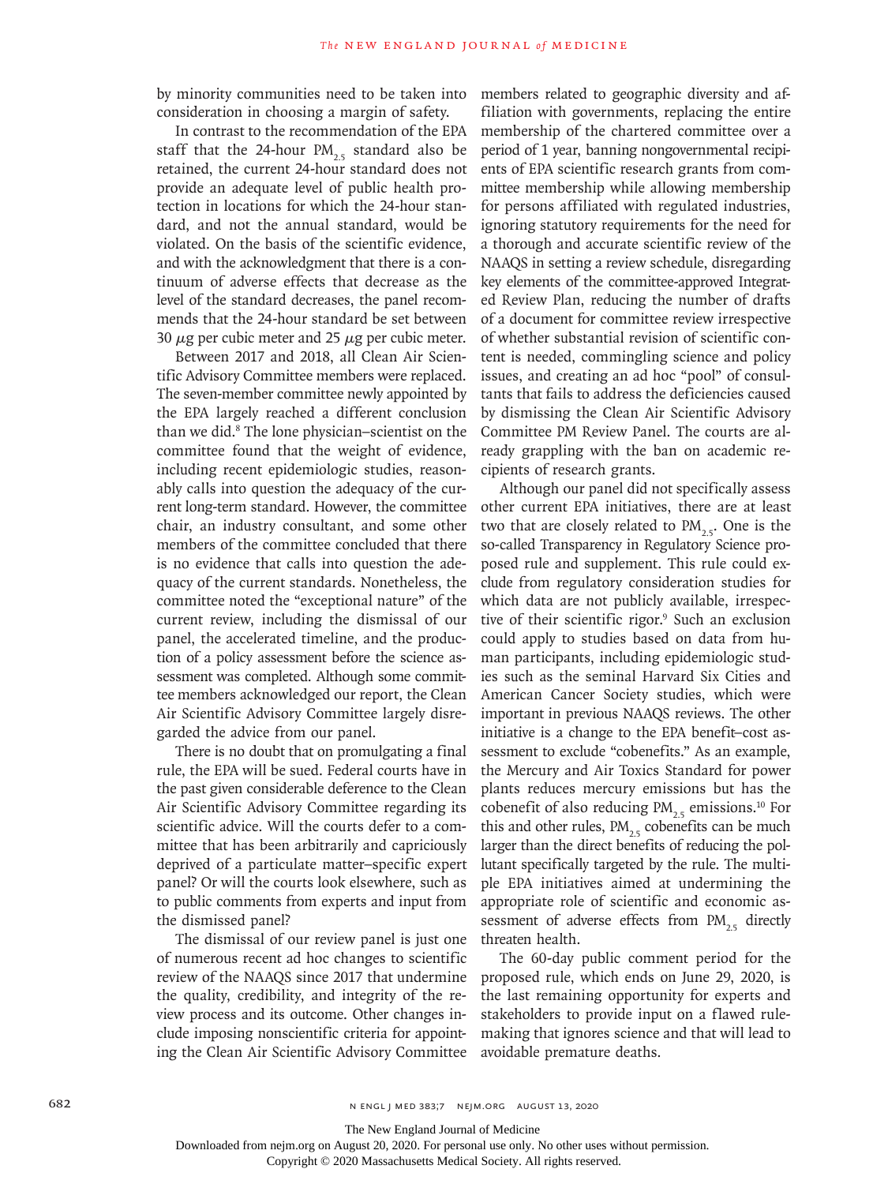by minority communities need to be taken into consideration in choosing a margin of safety.

In contrast to the recommendation of the EPA staff that the 24-hour $PM_{2.5}$ standard also be retained, the current 24-hour standard does not provide an adequate level of public health protection in locations for which the 24-hour standard, and not the annual standard, would be violated. On the basis of the scientific evidence, and with the acknowledgment that there is a continuum of adverse effects that decrease as the level of the standard decreases, the panel recommends that the 24-hour standard be set between 30 $\mu$g per cubic meter and 25 $\mu$g per cubic meter.

Between 2017 and 2018, all Clean Air Scientific Advisory Committee members were replaced. The seven-member committee newly appointed by the EPA largely reached a different conclusion than we did.[8] The lone physician–scientist on the committee found that the weight of evidence, including recent epidemiologic studies, reasonably calls into question the adequacy of the current long-term standard. However, the committee chair, an industry consultant, and some other members of the committee concluded that there is no evidence that calls into question the adequacy of the current standards. Nonetheless, the committee noted the "exceptional nature" of the current review, including the dismissal of our panel, the accelerated timeline, and the production of a policy assessment before the science assessment was completed. Although some committee members acknowledged our report, the Clean Air Scientific Advisory Committee largely disregarded the advice from our panel.

There is no doubt that on promulgating a final rule, the EPA will be sued. Federal courts have in the past given considerable deference to the Clean Air Scientific Advisory Committee regarding its scientific advice. Will the courts defer to a committee that has been arbitrarily and capriciously deprived of a particulate matter–specific expert panel? Or will the courts look elsewhere, such as to public comments from experts and input from the dismissed panel?

The dismissal of our review panel is just one of numerous recent ad hoc changes to scientific review of the NAAQS since 2017 that undermine the quality, credibility, and integrity of the review process and its outcome. Other changes include imposing nonscientific criteria for appointing the Clean Air Scientific Advisory Committee members related to geographic diversity and affiliation with governments, replacing the entire membership of the chartered committee over a period of 1 year, banning nongovernmental recipients of EPA scientific research grants from committee membership while allowing membership for persons affiliated with regulated industries, ignoring statutory requirements for the need for a thorough and accurate scientific review of the NAAQS in setting a review schedule, disregarding key elements of the committee-approved Integrated Review Plan, reducing the number of drafts of a document for committee review irrespective of whether substantial revision of scientific content is needed, commingling science and policy issues, and creating an ad hoc "pool" of consultants that fails to address the deficiencies caused by dismissing the Clean Air Scientific Advisory Committee PM Review Panel. The courts are already grappling with the ban on academic recipients of research grants.

Although our panel did not specifically assess other current EPA initiatives, there are at least two that are closely related to $PM_{2.5}$. One is the so-called Transparency in Regulatory Science proposed rule and supplement. This rule could exclude from regulatory consideration studies for which data are not publicly available, irrespective of their scientific rigor.[9] Such an exclusion could apply to studies based on data from human participants, including epidemiologic studies such as the seminal Harvard Six Cities and American Cancer Society studies, which were important in previous NAAQS reviews. The other initiative is a change to the EPA benefit–cost assessment to exclude "cobenefits." As an example, the Mercury and Air Toxics Standard for power plants reduces mercury emissions but has the cobenefit of also reducing $PM_{2.5}$ emissions.[10] For this and other rules, $PM_{2.5}$ cobenefits can be much larger than the direct benefits of reducing the pollutant specifically targeted by the rule. The multiple EPA initiatives aimed at undermining the appropriate role of scientific and economic assessment of adverse effects from $PM_{2.5}$ directly threaten health.

The 60-day public comment period for the proposed rule, which ends on June 29, 2020, is the last remaining opportunity for experts and stakeholders to provide input on a flawed rulemaking that ignores science and that will lead to avoidable premature deaths.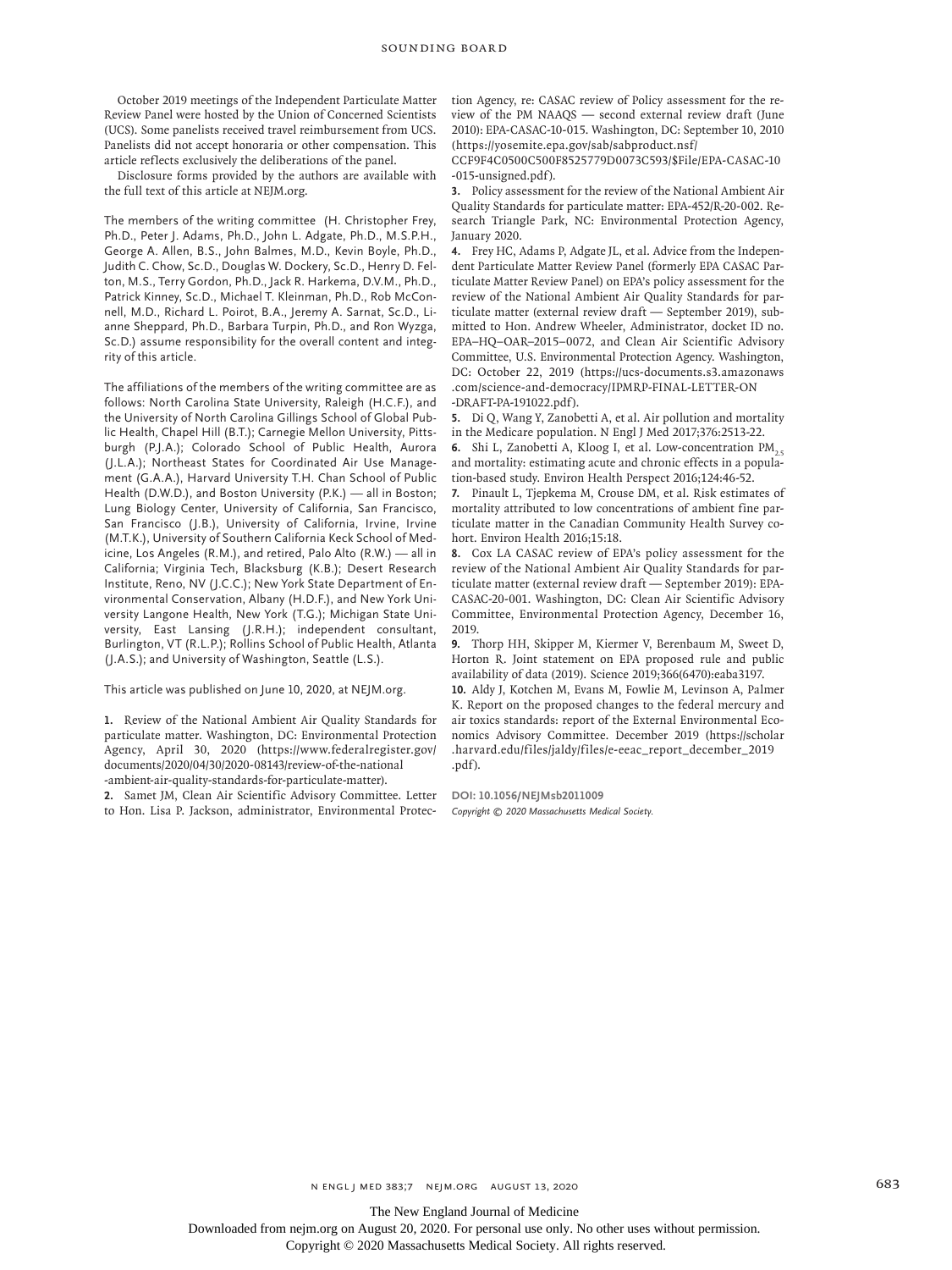October 2019 meetings of the Independent Particulate Matter Review Panel were hosted by the Union of Concerned Scientists (UCS). Some panelists received travel reimbursement from UCS. Panelists did not accept honoraria or other compensation. This article reflects exclusively the deliberations of the panel.

Disclosure forms provided by the authors are available with the full text of this article at NEJM.org.

The members of the writing committee (H. Christopher Frey, Ph.D., Peter J. Adams, Ph.D., John L. Adgate, Ph.D., M.S.P.H., George A. Allen, B.S., John Balmes, M.D., Kevin Boyle, Ph.D., Judith C. Chow, Sc.D., Douglas W. Dockery, Sc.D., Henry D. Felton, M.S., Terry Gordon, Ph.D., Jack R. Harkema, D.V.M., Ph.D., Patrick Kinney, Sc.D., Michael T. Kleinman, Ph.D., Rob McConnell, M.D., Richard L. Poirot, B.A., Jeremy A. Sarnat, Sc.D., Lianne Sheppard, Ph.D., Barbara Turpin, Ph.D., and Ron Wyzga, Sc.D.) assume responsibility for the overall content and integrity of this article.

The affiliations of the members of the writing committee are as follows: North Carolina State University, Raleigh (H.C.F.), and the University of North Carolina Gillings School of Global Public Health, Chapel Hill (B.T.); Carnegie Mellon University, Pittsburgh (P.J.A.); Colorado School of Public Health, Aurora (J.L.A.); Northeast States for Coordinated Air Use Management (G.A.A.), Harvard University T.H. Chan School of Public Health (D.W.D.), and Boston University (P.K.) — all in Boston; Lung Biology Center, University of California, San Francisco, San Francisco (J.B.), University of California, Irvine, Irvine (M.T.K.), University of Southern California Keck School of Medicine, Los Angeles (R.M.), and retired, Palo Alto (R.W.) — all in California; Virginia Tech, Blacksburg (K.B.); Desert Research Institute, Reno, NV (J.C.C.); New York State Department of Environmental Conservation, Albany (H.D.F.), and New York University Langone Health, New York (T.G.); Michigan State University, East Lansing (J.R.H.); independent consultant, Burlington, VT (R.L.P.); Rollins School of Public Health, Atlanta (J.A.S.); and University of Washington, Seattle (L.S.).

This article was published on June 10, 2020, at NEJM.org.

1. Review of the National Ambient Air Quality Standards for particulate matter. Washington, DC: Environmental Protection Agency, April 30, 2020 (https://www.federalregister.gov/documents/2020/04/30/2020-08143/review-of-the-national-ambient-air-quality-standards-for-particulate-matter).

2. Samet JM, Clean Air Scientific Advisory Committee. Letter to Hon. Lisa P. Jackson, administrator, Environmental Protection Agency, re: CASAC review of Policy assessment for the review of the PM NAAQS — second external review draft (June 2010): EPA-CASAC-10-015. Washington, DC: September 10, 2010 (https://yosemite.epa.gov/sab/sabproduct.nsf/CCF9F4C0500C500F8525779D0073C593/$File/EPA-CASAC-10-015-unsigned.pdf).

3. Policy assessment for the review of the National Ambient Air Quality Standards for particulate matter: EPA-452/R-20-002. Research Triangle Park, NC: Environmental Protection Agency, January 2020.

4. Frey HC, Adams P, Adgate JL, et al. Advice from the Independent Particulate Matter Review Panel (formerly EPA CASAC Particulate Matter Review Panel) on EPA's policy assessment for the review of the National Ambient Air Quality Standards for particulate matter (external review draft — September 2019), submitted to Hon. Andrew Wheeler, Administrator, docket ID no. EPA–HQ–OAR–2015–0072, and Clean Air Scientific Advisory Committee, U.S. Environmental Protection Agency. Washington, DC: October 22, 2019 (https://ucs-documents.s3.amazonaws.com/science-and-democracy/IPMRP-FINAL-LETTER-ON-DRAFT-PA-191022.pdf).

5. Di Q, Wang Y, Zanobetti A, et al. Air pollution and mortality in the Medicare population. N Engl J Med 2017;376:2513-22.

6. Shi L, Zanobetti A, Kloog I, et al. Low-concentration $PM_{2.5}$ and mortality: estimating acute and chronic effects in a population-based study. Environ Health Perspect 2016;124:46-52.

7. Pinault L, Tjepkema M, Crouse DM, et al. Risk estimates of mortality attributed to low concentrations of ambient fine particulate matter in the Canadian Community Health Survey cohort. Environ Health 2016;15:18.

8. Cox LA CASAC review of EPA's policy assessment for the review of the National Ambient Air Quality Standards for particulate matter (external review draft — September 2019): EPA-CASAC-20-001. Washington, DC: Clean Air Scientific Advisory Committee, Environmental Protection Agency, December 16, 2019.

9. Thorp HH, Skipper M, Kiermer V, Berenbaum M, Sweet D, Horton R. Joint statement on EPA proposed rule and public availability of data (2019). Science 2019;366(6470):eaba3197.

10. Aldy J, Kotchen M, Evans M, Fowlie M, Levinson A, Palmer K. Report on the proposed changes to the federal mercury and air toxics standards: report of the External Environmental Economics Advisory Committee. December 2019 (https://scholar.harvard.edu/files/jaldy/files/e-eeac_report_december_2019.pdf).

DOI: 10.1056/NEJMsb2011009

*Copyright © 2020 Massachusetts Medical Society.*